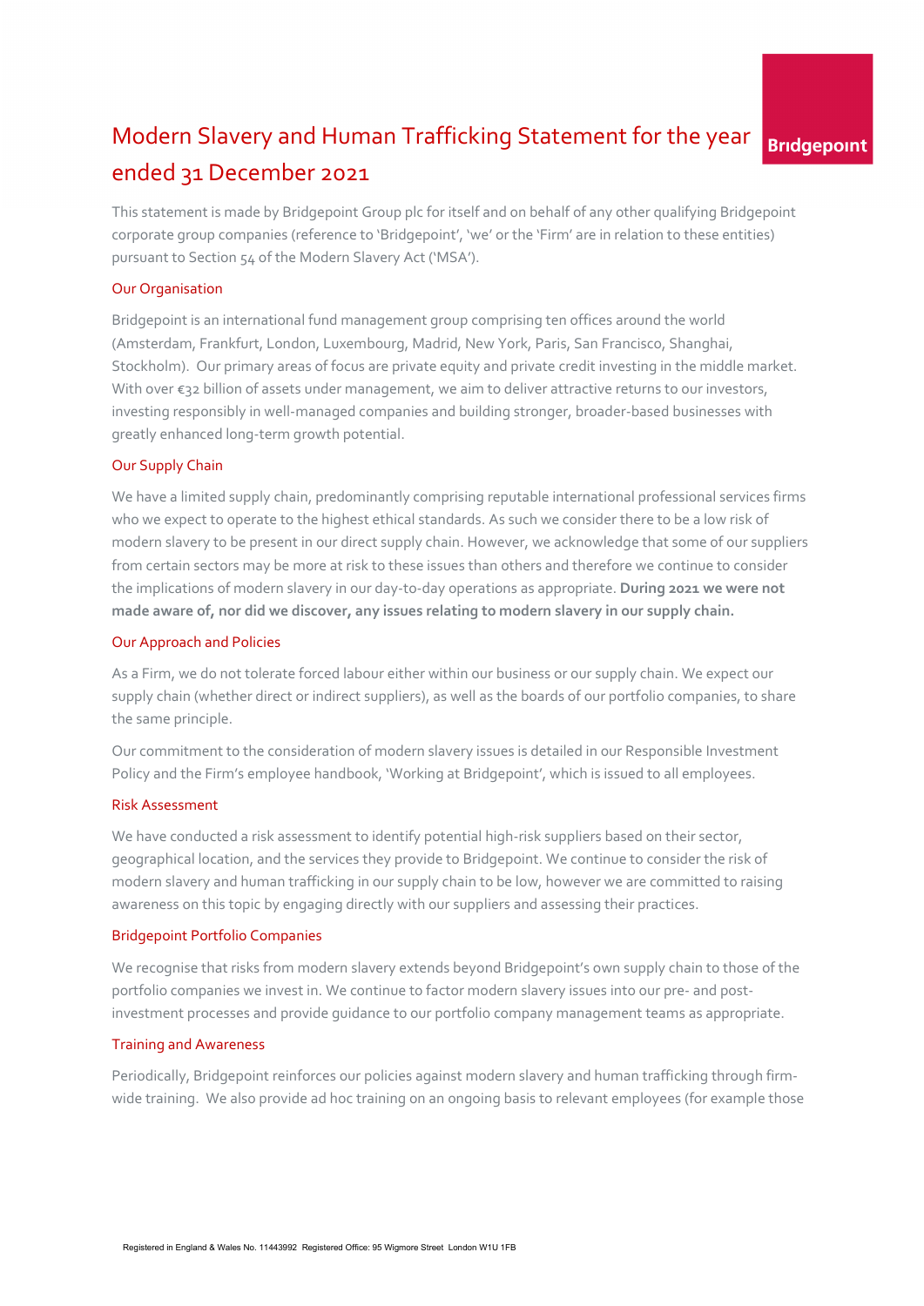# Modern Slavery and Human Trafficking Statement for the year ended 31 December 2021

Bridgepoint

This statement is made by Bridgepoint Group plc for itself and on behalf of any other qualifying Bridgepoint corporate group companies (reference to 'Bridgepoint', 'we' or the 'Firm' are in relation to these entities) pursuant to Section 54 of the Modern Slavery Act ('MSA').

## Our Organisation

Bridgepoint is an international fund management group comprising ten offices around the world (Amsterdam, Frankfurt, London, Luxembourg, Madrid, New York, Paris, San Francisco, Shanghai, Stockholm). Our primary areas of focus are private equity and private credit investing in the middle market. With over €32 billion of assets under management, we aim to deliver attractive returns to our investors, investing responsibly in well-managed companies and building stronger, broader-based businesses with greatly enhanced long-term growth potential.

## Our Supply Chain

We have a limited supply chain, predominantly comprising reputable international professional services firms who we expect to operate to the highest ethical standards. As such we consider there to be a low risk of modern slavery to be present in our direct supply chain. However, we acknowledge that some of our suppliers from certain sectors may be more at risk to these issues than others and therefore we continue to consider the implications of modern slavery in our day-to-day operations as appropriate. **During 2021 we were not made aware of, nor did we discover, any issues relating to modern slavery in our supply chain.**

## Our Approach and Policies

As a Firm, we do not tolerate forced labour either within our business or our supply chain. We expect our supply chain (whether direct or indirect suppliers), as well as the boards of our portfolio companies, to share the same principle.

Our commitment to the consideration of modern slavery issues is detailed in our Responsible Investment Policy and the Firm's employee handbook, 'Working at Bridgepoint', which is issued to all employees.

## Risk Assessment

We have conducted a risk assessment to identify potential high-risk suppliers based on their sector, geographical location, and the services they provide to Bridgepoint. We continue to consider the risk of modern slavery and human trafficking in our supply chain to be low, however we are committed to raising awareness on this topic by engaging directly with our suppliers and assessing their practices.

## Bridgepoint Portfolio Companies

We recognise that risks from modern slavery extends beyond Bridgepoint's own supply chain to those of the portfolio companies we invest in. We continue to factor modern slavery issues into our pre- and post-investment processes and provide guidance to our portfolio company management teams as appropriate.

## Training and Awareness

Periodically, Bridgepoint reinforces our policies against modern slavery and human trafficking through firm-wide training. We also provide ad hoc training on an ongoing basis to relevant employees (for example those

Registered in England & Wales No. 11443992 Registered Office: 95 Wigmore Street London W1U 1FB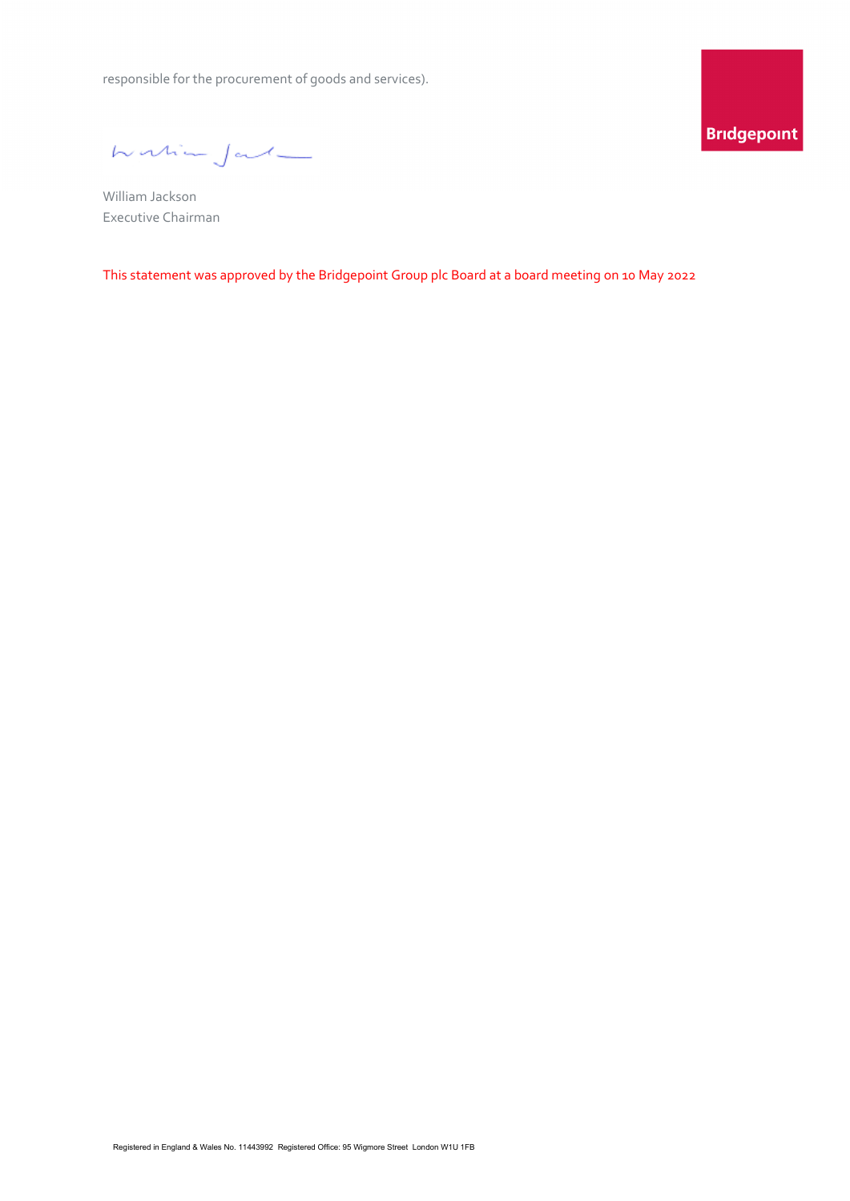responsible for the procurement of goods and services).

William Jackson
Executive Chairman

This statement was approved by the Bridgepoint Group plc Board at a board meeting on 10 May 2022

Registered in England & Wales No. 11443992 Registered Office: 95 Wigmore Street London W1U 1FB